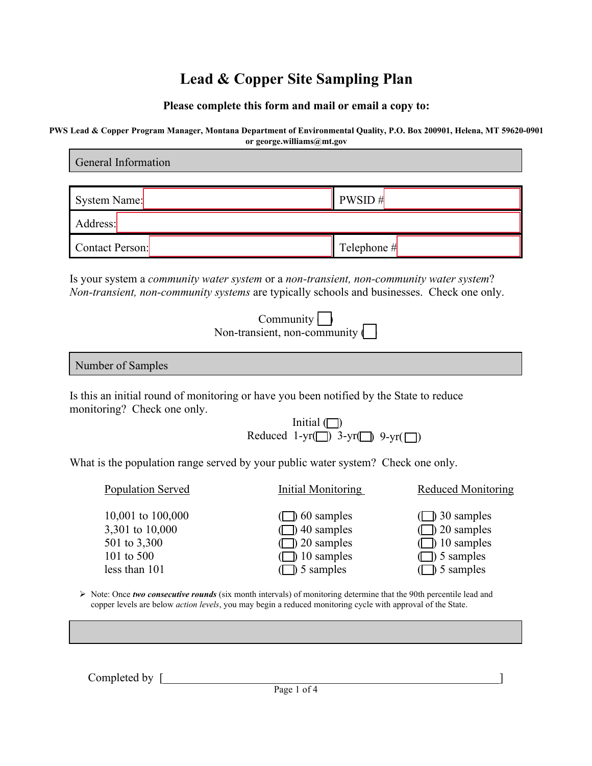# Lead & Copper Site Sampling Plan

**Please complete this form and mail or email a copy to:**

**PWS Lead & Copper Program Manager, Montana Department of Environmental Quality, P.O. Box 200901, Helena, MT 59620-0901 or george.williams@mt.gov**

## General Information

| System Name: | PWSID # |
|---|---|
| Address: | |
| Contact Person: | Telephone # |

Is your system a *community water system* or a *non-transient, non-community water system*? *Non-transient, non-community systems* are typically schools and businesses. Check one only.

Community ( )
Non-transient, non-community ( )

## Number of Samples

Is this an initial round of monitoring or have you been notified by the State to reduce monitoring? Check one only.

Initial ( )
Reduced 1-yr( ) 3-yr( ) 9-yr( )

What is the population range served by your public water system? Check one only.

| Population Served | Initial Monitoring | Reduced Monitoring |
|---|---|---|
| 10,001 to 100,000 | ( ) 60 samples | ( ) 30 samples |
| 3,301 to 10,000 | ( ) 40 samples | ( ) 20 samples |
| 501 to 3,300 | ( ) 20 samples | ( ) 10 samples |
| 101 to 500 | ( ) 10 samples | ( ) 5 samples |
| less than 101 | ( ) 5 samples | ( ) 5 samples |

- Note: Once ***two consecutive rounds*** (six month intervals) of monitoring determine that the 90th percentile lead and copper levels are below *action levels*, you may begin a reduced monitoring cycle with approval of the State.

Completed by [ ]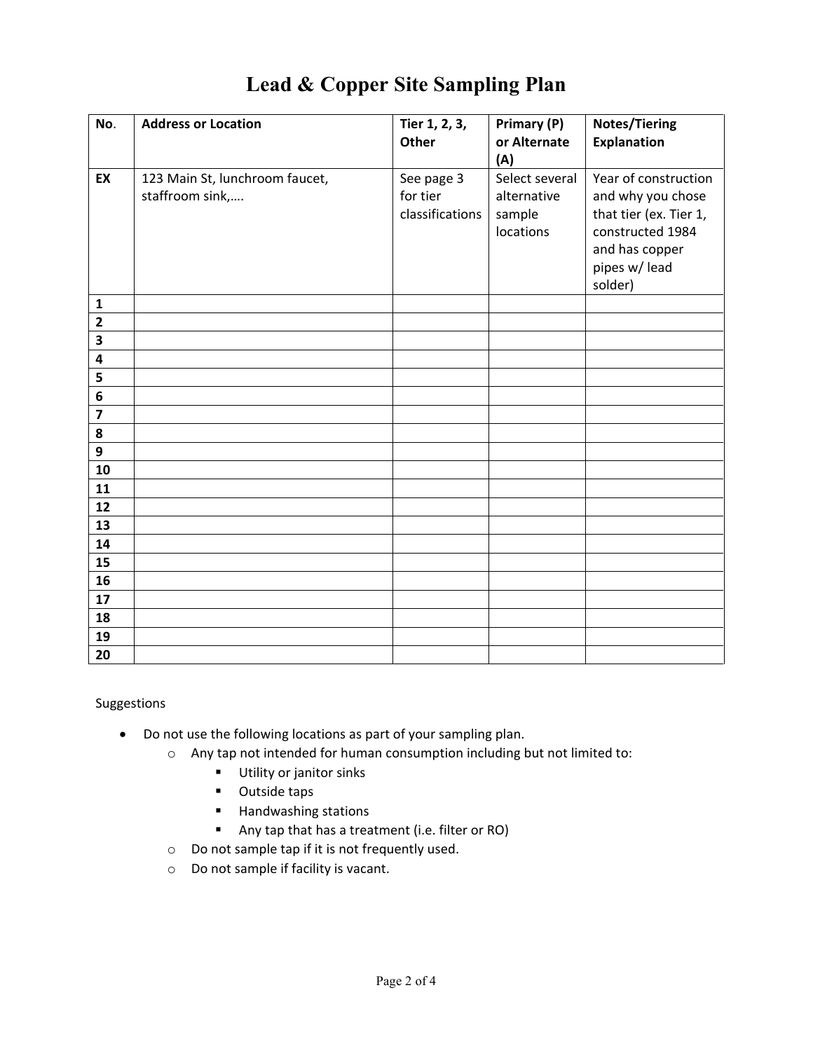# Lead & Copper Site Sampling Plan

| No. | Address or Location | Tier 1, 2, 3, Other | Primary (P) or Alternate (A) | Notes/Tiering Explanation |
|---|---|---|---|---|
| **EX** | 123 Main St, lunchroom faucet, staffroom sink,…. | See page 3 for tier classifications | Select several alternative sample locations | Year of construction and why you chose that tier (ex. Tier 1, constructed 1984 and has copper pipes w/ lead solder) |
| **1** | | | | |
| **2** | | | | |
| **3** | | | | |
| **4** | | | | |
| **5** | | | | |
| **6** | | | | |
| **7** | | | | |
| **8** | | | | |
| **9** | | | | |
| **10** | | | | |
| **11** | | | | |
| **12** | | | | |
| **13** | | | | |
| **14** | | | | |
| **15** | | | | |
| **16** | | | | |
| **17** | | | | |
| **18** | | | | |
| **19** | | | | |
| **20** | | | | |

Suggestions

- Do not use the following locations as part of your sampling plan.
  - Any tap not intended for human consumption including but not limited to:
    - Utility or janitor sinks
    - Outside taps
    - Handwashing stations
    - Any tap that has a treatment (i.e. filter or RO)
  - Do not sample tap if it is not frequently used.
  - Do not sample if facility is vacant.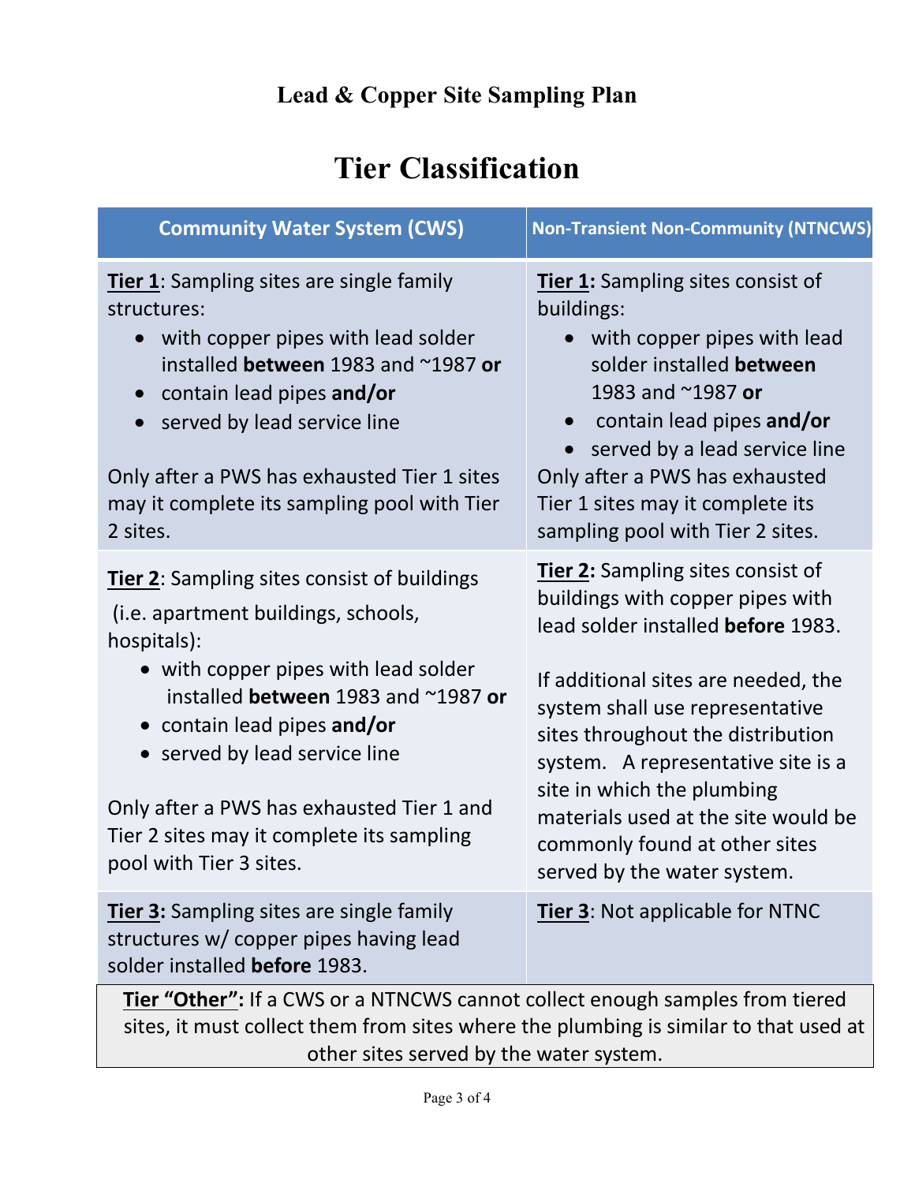## Lead & Copper Site Sampling Plan

# Tier Classification

| Community Water System (CWS) | Non-Transient Non-Community (NTNCWS) |
|---|---|
| **Tier 1**: Sampling sites are single family structures:<br>• with copper pipes with lead solder installed **between** 1983 and ~1987 **or**<br>• contain lead pipes **and/or**<br>• served by lead service line<br><br>Only after a PWS has exhausted Tier 1 sites may it complete its sampling pool with Tier 2 sites. | **Tier 1:** Sampling sites consist of buildings:<br>• with copper pipes with lead solder installed **between** 1983 and ~1987 **or**<br>• contain lead pipes **and/or**<br>• served by a lead service line<br><br>Only after a PWS has exhausted Tier 1 sites may it complete its sampling pool with Tier 2 sites. |
| **Tier 2**: Sampling sites consist of buildings (i.e. apartment buildings, schools, hospitals):<br>• with copper pipes with lead solder installed **between** 1983 and ~1987 **or**<br>• contain lead pipes **and/or**<br>• served by lead service line<br><br>Only after a PWS has exhausted Tier 1 and Tier 2 sites may it complete its sampling pool with Tier 3 sites. | **Tier 2:** Sampling sites consist of buildings with copper pipes with lead solder installed **before** 1983.<br><br>If additional sites are needed, the system shall use representative sites throughout the distribution system. A representative site is a site in which the plumbing materials used at the site would be commonly found at other sites served by the water system. |
| **Tier 3:** Sampling sites are single family structures w/ copper pipes having lead solder installed **before** 1983. | **Tier 3**: Not applicable for NTNC |

**Tier "Other":** If a CWS or a NTNCWS cannot collect enough samples from tiered sites, it must collect them from sites where the plumbing is similar to that used at other sites served by the water system.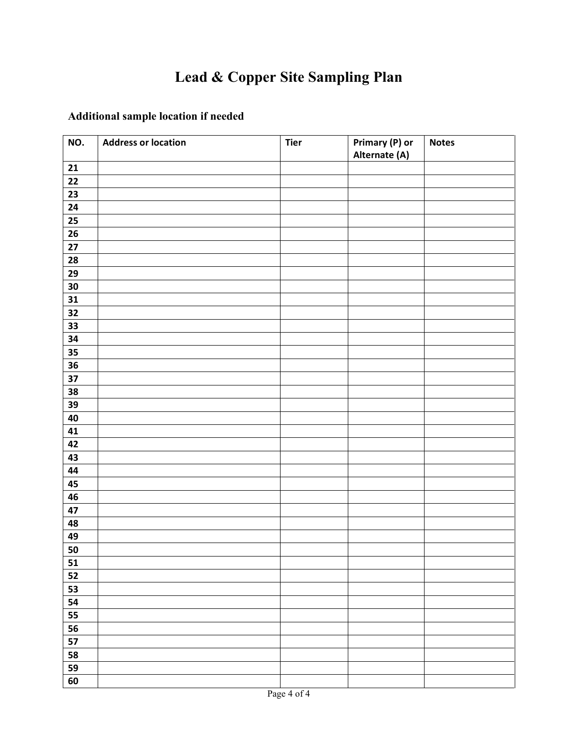# Lead & Copper Site Sampling Plan

### Additional sample location if needed

| NO. | Address or location | Tier | Primary (P) or Alternate (A) | Notes |
|---|---|---|---|---|
| 21 | | | | |
| 22 | | | | |
| 23 | | | | |
| 24 | | | | |
| 25 | | | | |
| 26 | | | | |
| 27 | | | | |
| 28 | | | | |
| 29 | | | | |
| 30 | | | | |
| 31 | | | | |
| 32 | | | | |
| 33 | | | | |
| 34 | | | | |
| 35 | | | | |
| 36 | | | | |
| 37 | | | | |
| 38 | | | | |
| 39 | | | | |
| 40 | | | | |
| 41 | | | | |
| 42 | | | | |
| 43 | | | | |
| 44 | | | | |
| 45 | | | | |
| 46 | | | | |
| 47 | | | | |
| 48 | | | | |
| 49 | | | | |
| 50 | | | | |
| 51 | | | | |
| 52 | | | | |
| 53 | | | | |
| 54 | | | | |
| 55 | | | | |
| 56 | | | | |
| 57 | | | | |
| 58 | | | | |
| 59 | | | | |
| 60 | | | | |